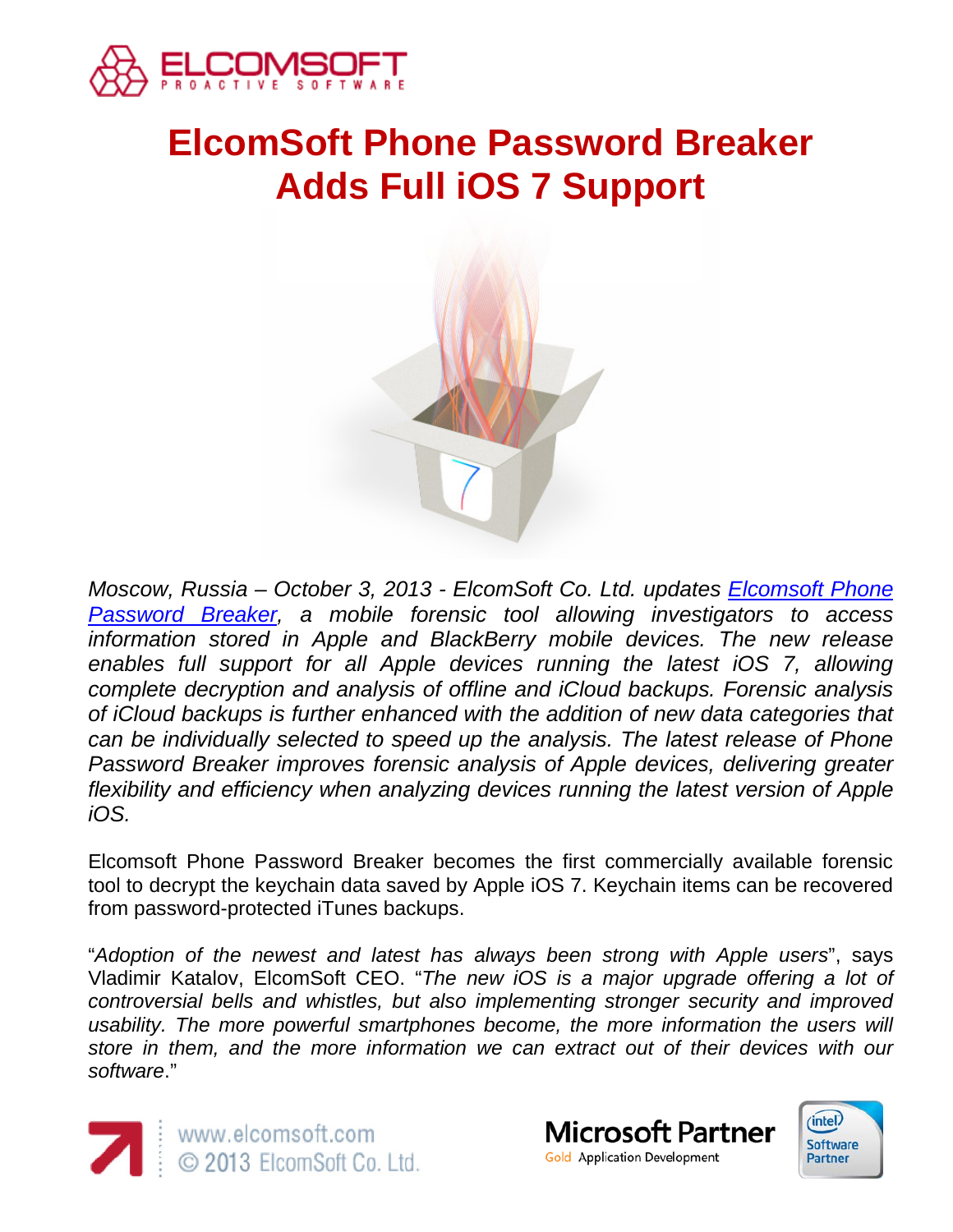# ElcomSoft Phone Password Breaker Adds Full iOS 7 Support

*Moscow, Russia – October 3, 2013 - ElcomSoft Co. Ltd. updates [Elcomsoft Phone Password Breaker](), a mobile forensic tool allowing investigators to access information stored in Apple and BlackBerry mobile devices. The new release enables full support for all Apple devices running the latest iOS 7, allowing complete decryption and analysis of offline and iCloud backups. Forensic analysis of iCloud backups is further enhanced with the addition of new data categories that can be individually selected to speed up the analysis. The latest release of Phone Password Breaker improves forensic analysis of Apple devices, delivering greater flexibility and efficiency when analyzing devices running the latest version of Apple iOS.*

Elcomsoft Phone Password Breaker becomes the first commercially available forensic tool to decrypt the keychain data saved by Apple iOS 7. Keychain items can be recovered from password-protected iTunes backups.

"*Adoption of the newest and latest has always been strong with Apple users*", says Vladimir Katalov, ElcomSoft CEO. "*The new iOS is a major upgrade offering a lot of controversial bells and whistles, but also implementing stronger security and improved usability. The more powerful smartphones become, the more information the users will store in them, and the more information we can extract out of their devices with our software*."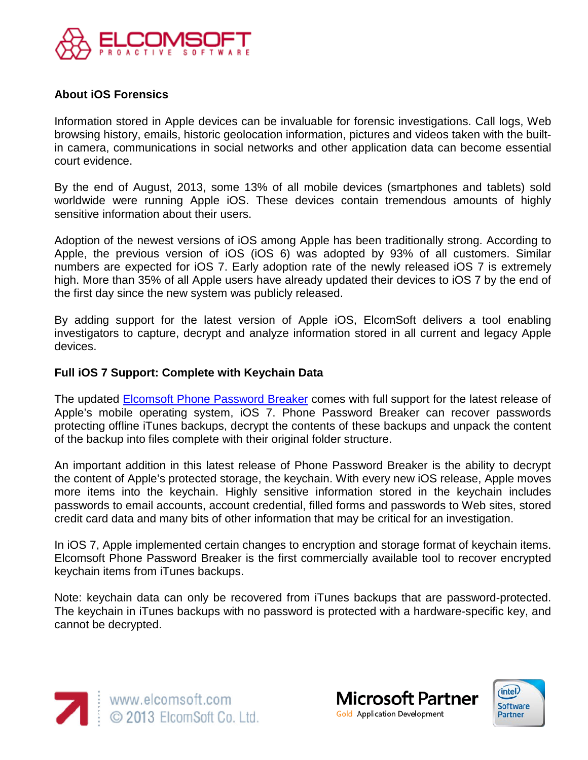## About iOS Forensics

Information stored in Apple devices can be invaluable for forensic investigations. Call logs, Web browsing history, emails, historic geolocation information, pictures and videos taken with the built-in camera, communications in social networks and other application data can become essential court evidence.

By the end of August, 2013, some 13% of all mobile devices (smartphones and tablets) sold worldwide were running Apple iOS. These devices contain tremendous amounts of highly sensitive information about their users.

Adoption of the newest versions of iOS among Apple has been traditionally strong. According to Apple, the previous version of iOS (iOS 6) was adopted by 93% of all customers. Similar numbers are expected for iOS 7. Early adoption rate of the newly released iOS 7 is extremely high. More than 35% of all Apple users have already updated their devices to iOS 7 by the end of the first day since the new system was publicly released.

By adding support for the latest version of Apple iOS, ElcomSoft delivers a tool enabling investigators to capture, decrypt and analyze information stored in all current and legacy Apple devices.

## Full iOS 7 Support: Complete with Keychain Data

The updated Elcomsoft Phone Password Breaker comes with full support for the latest release of Apple's mobile operating system, iOS 7. Phone Password Breaker can recover passwords protecting offline iTunes backups, decrypt the contents of these backups and unpack the content of the backup into files complete with their original folder structure.

An important addition in this latest release of Phone Password Breaker is the ability to decrypt the content of Apple's protected storage, the keychain. With every new iOS release, Apple moves more items into the keychain. Highly sensitive information stored in the keychain includes passwords to email accounts, account credential, filled forms and passwords to Web sites, stored credit card data and many bits of other information that may be critical for an investigation.

In iOS 7, Apple implemented certain changes to encryption and storage format of keychain items. Elcomsoft Phone Password Breaker is the first commercially available tool to recover encrypted keychain items from iTunes backups.

Note: keychain data can only be recovered from iTunes backups that are password-protected. The keychain in iTunes backups with no password is protected with a hardware-specific key, and cannot be decrypted.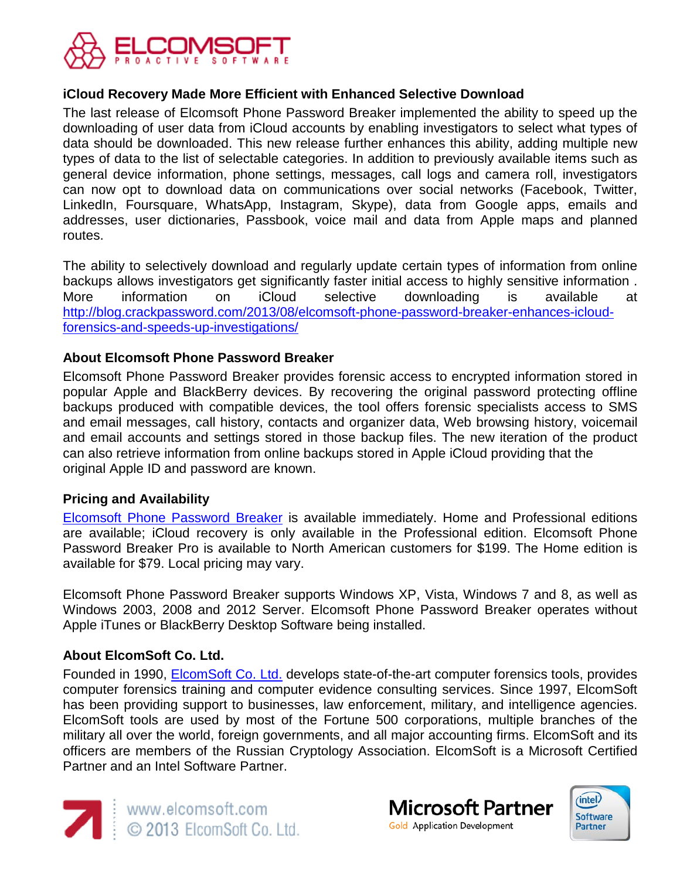### iCloud Recovery Made More Efficient with Enhanced Selective Download

The last release of Elcomsoft Phone Password Breaker implemented the ability to speed up the downloading of user data from iCloud accounts by enabling investigators to select what types of data should be downloaded. This new release further enhances this ability, adding multiple new types of data to the list of selectable categories. In addition to previously available items such as general device information, phone settings, messages, call logs and camera roll, investigators can now opt to download data on communications over social networks (Facebook, Twitter, LinkedIn, Foursquare, WhatsApp, Instagram, Skype), data from Google apps, emails and addresses, user dictionaries, Passbook, voice mail and data from Apple maps and planned routes.

The ability to selectively download and regularly update certain types of information from online backups allows investigators get significantly faster initial access to highly sensitive information . More information on iCloud selective downloading is available at http://blog.crackpassword.com/2013/08/elcomsoft-phone-password-breaker-enhances-icloud-forensics-and-speeds-up-investigations/

### About Elcomsoft Phone Password Breaker

Elcomsoft Phone Password Breaker provides forensic access to encrypted information stored in popular Apple and BlackBerry devices. By recovering the original password protecting offline backups produced with compatible devices, the tool offers forensic specialists access to SMS and email messages, call history, contacts and organizer data, Web browsing history, voicemail and email accounts and settings stored in those backup files. The new iteration of the product can also retrieve information from online backups stored in Apple iCloud providing that the original Apple ID and password are known.

### Pricing and Availability

Elcomsoft Phone Password Breaker is available immediately. Home and Professional editions are available; iCloud recovery is only available in the Professional edition. Elcomsoft Phone Password Breaker Pro is available to North American customers for $199. The Home edition is available for $79. Local pricing may vary.

Elcomsoft Phone Password Breaker supports Windows XP, Vista, Windows 7 and 8, as well as Windows 2003, 2008 and 2012 Server. Elcomsoft Phone Password Breaker operates without Apple iTunes or BlackBerry Desktop Software being installed.

### About ElcomSoft Co. Ltd.

Founded in 1990, ElcomSoft Co. Ltd. develops state-of-the-art computer forensics tools, provides computer forensics training and computer evidence consulting services. Since 1997, ElcomSoft has been providing support to businesses, law enforcement, military, and intelligence agencies. ElcomSoft tools are used by most of the Fortune 500 corporations, multiple branches of the military all over the world, foreign governments, and all major accounting firms. ElcomSoft and its officers are members of the Russian Cryptology Association. ElcomSoft is a Microsoft Certified Partner and an Intel Software Partner.

www.elcomsoft.com
© 2013 ElcomSoft Co. Ltd.